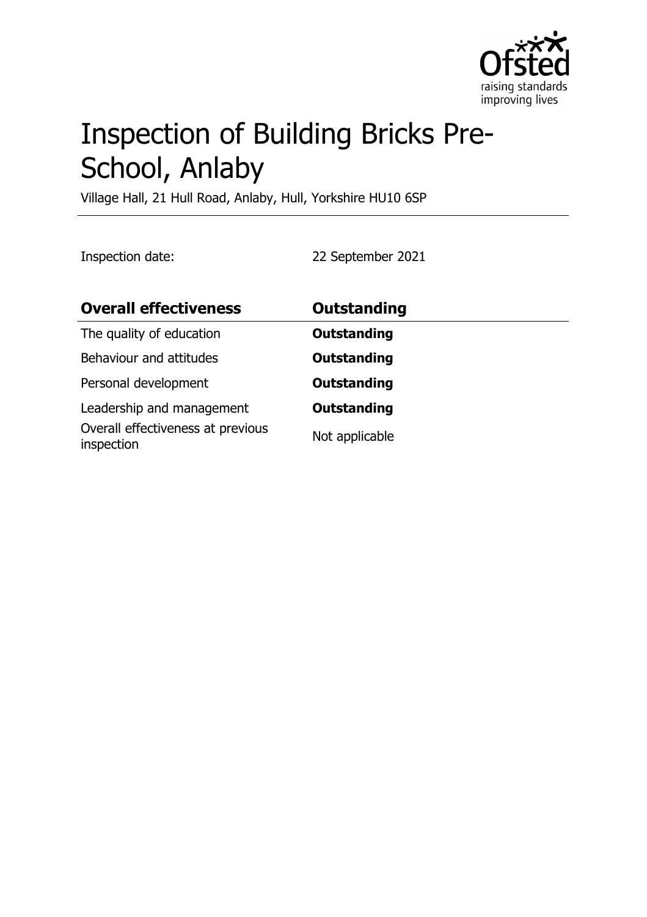# Inspection of Building Bricks Pre-School, Anlaby

Village Hall, 21 Hull Road, Anlaby, Hull, Yorkshire HU10 6SP

Inspection date: 22 September 2021

| **Overall effectiveness** | **Outstanding** |
| --- | --- |
| The quality of education | **Outstanding** |
| Behaviour and attitudes | **Outstanding** |
| Personal development | **Outstanding** |
| Leadership and management | **Outstanding** |
| Overall effectiveness at previous inspection | Not applicable |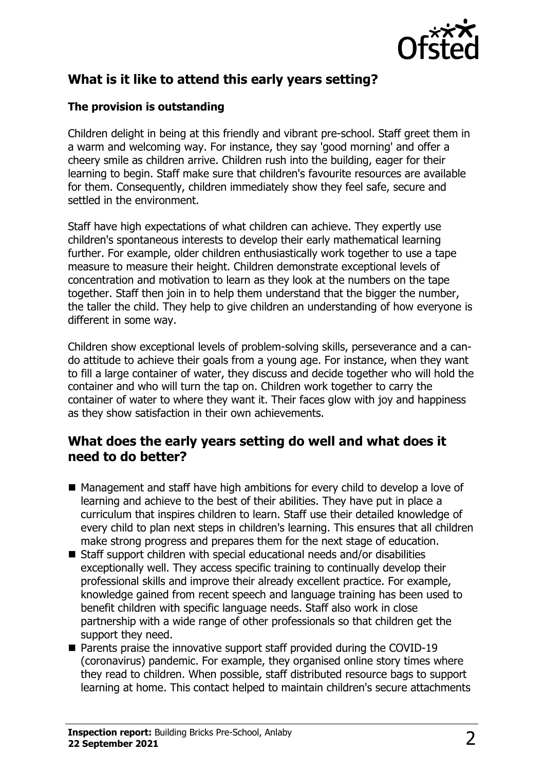## What is it like to attend this early years setting?

### The provision is outstanding

Children delight in being at this friendly and vibrant pre-school. Staff greet them in a warm and welcoming way. For instance, they say 'good morning' and offer a cheery smile as children arrive. Children rush into the building, eager for their learning to begin. Staff make sure that children's favourite resources are available for them. Consequently, children immediately show they feel safe, secure and settled in the environment.

Staff have high expectations of what children can achieve. They expertly use children's spontaneous interests to develop their early mathematical learning further. For example, older children enthusiastically work together to use a tape measure to measure their height. Children demonstrate exceptional levels of concentration and motivation to learn as they look at the numbers on the tape together. Staff then join in to help them understand that the bigger the number, the taller the child. They help to give children an understanding of how everyone is different in some way.

Children show exceptional levels of problem-solving skills, perseverance and a can-do attitude to achieve their goals from a young age. For instance, when they want to fill a large container of water, they discuss and decide together who will hold the container and who will turn the tap on. Children work together to carry the container of water to where they want it. Their faces glow with joy and happiness as they show satisfaction in their own achievements.

## What does the early years setting do well and what does it need to do better?

- Management and staff have high ambitions for every child to develop a love of learning and achieve to the best of their abilities. They have put in place a curriculum that inspires children to learn. Staff use their detailed knowledge of every child to plan next steps in children's learning. This ensures that all children make strong progress and prepares them for the next stage of education.
- Staff support children with special educational needs and/or disabilities exceptionally well. They access specific training to continually develop their professional skills and improve their already excellent practice. For example, knowledge gained from recent speech and language training has been used to benefit children with specific language needs. Staff also work in close partnership with a wide range of other professionals so that children get the support they need.
- Parents praise the innovative support staff provided during the COVID-19 (coronavirus) pandemic. For example, they organised online story times where they read to children. When possible, staff distributed resource bags to support learning at home. This contact helped to maintain children's secure attachments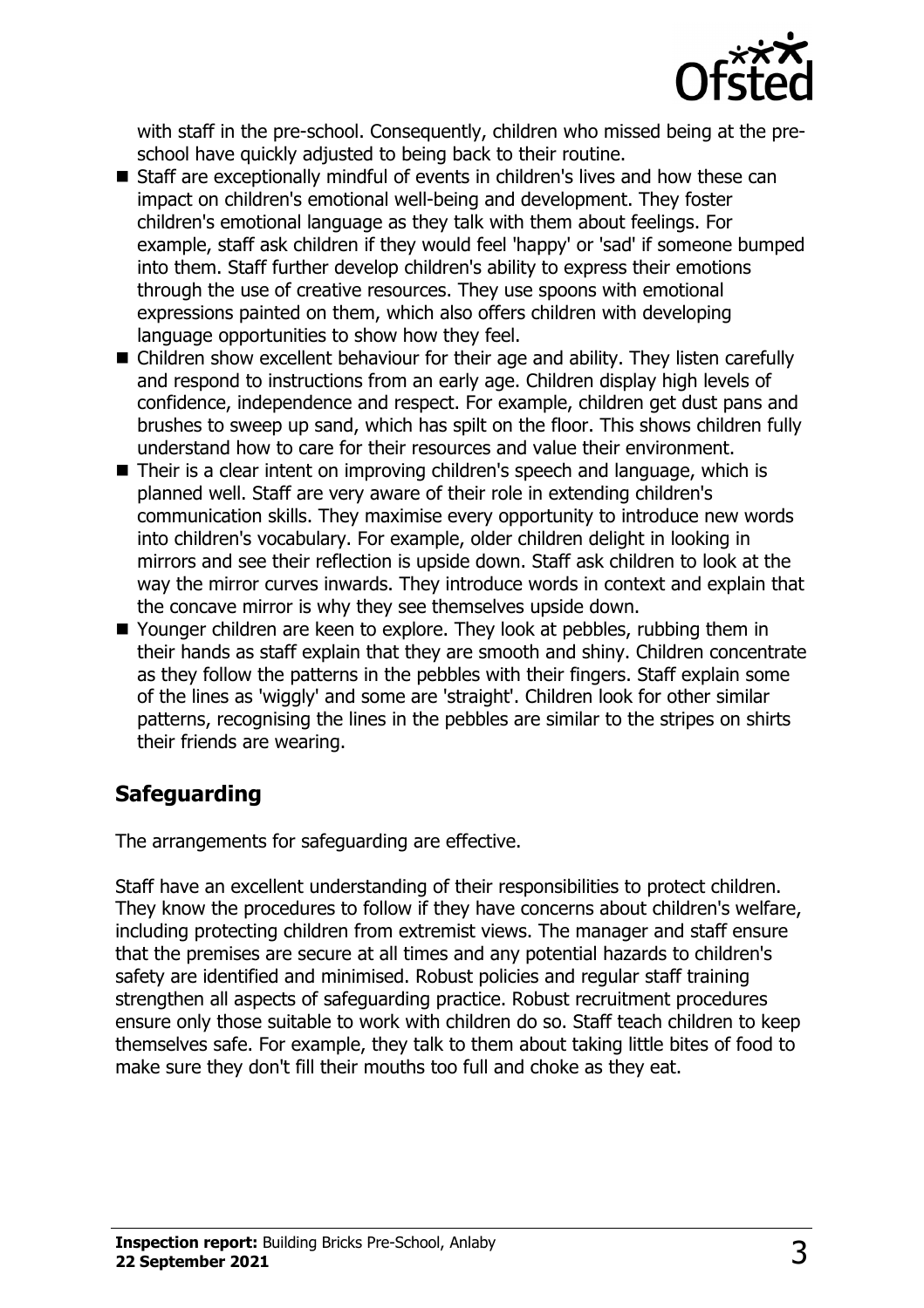with staff in the pre-school. Consequently, children who missed being at the pre-school have quickly adjusted to being back to their routine.

- Staff are exceptionally mindful of events in children's lives and how these can impact on children's emotional well-being and development. They foster children's emotional language as they talk with them about feelings. For example, staff ask children if they would feel 'happy' or 'sad' if someone bumped into them. Staff further develop children's ability to express their emotions through the use of creative resources. They use spoons with emotional expressions painted on them, which also offers children with developing language opportunities to show how they feel.
- Children show excellent behaviour for their age and ability. They listen carefully and respond to instructions from an early age. Children display high levels of confidence, independence and respect. For example, children get dust pans and brushes to sweep up sand, which has spilt on the floor. This shows children fully understand how to care for their resources and value their environment.
- Their is a clear intent on improving children's speech and language, which is planned well. Staff are very aware of their role in extending children's communication skills. They maximise every opportunity to introduce new words into children's vocabulary. For example, older children delight in looking in mirrors and see their reflection is upside down. Staff ask children to look at the way the mirror curves inwards. They introduce words in context and explain that the concave mirror is why they see themselves upside down.
- Younger children are keen to explore. They look at pebbles, rubbing them in their hands as staff explain that they are smooth and shiny. Children concentrate as they follow the patterns in the pebbles with their fingers. Staff explain some of the lines as 'wiggly' and some are 'straight'. Children look for other similar patterns, recognising the lines in the pebbles are similar to the stripes on shirts their friends are wearing.

## Safeguarding

The arrangements for safeguarding are effective.

Staff have an excellent understanding of their responsibilities to protect children. They know the procedures to follow if they have concerns about children's welfare, including protecting children from extremist views. The manager and staff ensure that the premises are secure at all times and any potential hazards to children's safety are identified and minimised. Robust policies and regular staff training strengthen all aspects of safeguarding practice. Robust recruitment procedures ensure only those suitable to work with children do so. Staff teach children to keep themselves safe. For example, they talk to them about taking little bites of food to make sure they don't fill their mouths too full and choke as they eat.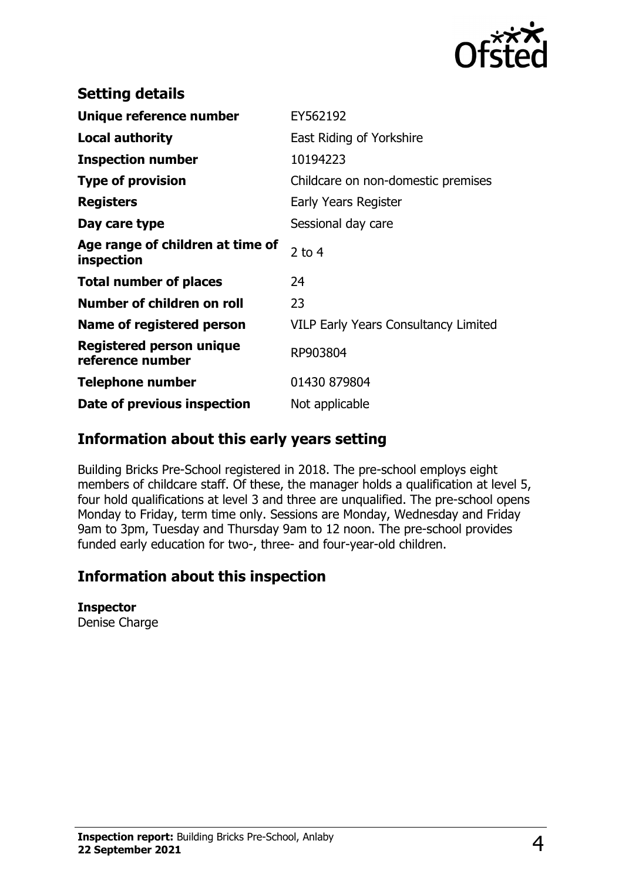## Setting details

| | |
|---|---|
| **Unique reference number** | EY562192 |
| **Local authority** | East Riding of Yorkshire |
| **Inspection number** | 10194223 |
| **Type of provision** | Childcare on non-domestic premises |
| **Registers** | Early Years Register |
| **Day care type** | Sessional day care |
| **Age range of children at time of inspection** | 2 to 4 |
| **Total number of places** | 24 |
| **Number of children on roll** | 23 |
| **Name of registered person** | VILP Early Years Consultancy Limited |
| **Registered person unique reference number** | RP903804 |
| **Telephone number** | 01430 879804 |
| **Date of previous inspection** | Not applicable |

## Information about this early years setting

Building Bricks Pre-School registered in 2018. The pre-school employs eight members of childcare staff. Of these, the manager holds a qualification at level 5, four hold qualifications at level 3 and three are unqualified. The pre-school opens Monday to Friday, term time only. Sessions are Monday, Wednesday and Friday 9am to 3pm, Tuesday and Thursday 9am to 12 noon. The pre-school provides funded early education for two-, three- and four-year-old children.

## Information about this inspection

**Inspector**
Denise Charge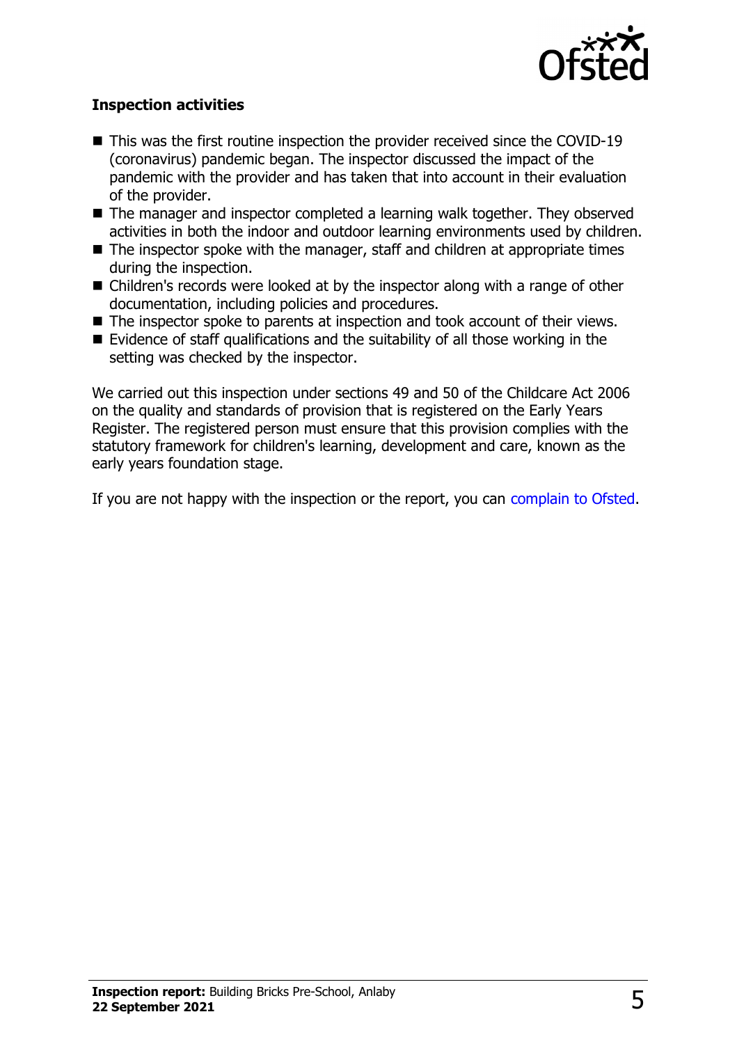### Inspection activities

- This was the first routine inspection the provider received since the COVID-19 (coronavirus) pandemic began. The inspector discussed the impact of the pandemic with the provider and has taken that into account in their evaluation of the provider.
- The manager and inspector completed a learning walk together. They observed activities in both the indoor and outdoor learning environments used by children.
- The inspector spoke with the manager, staff and children at appropriate times during the inspection.
- Children's records were looked at by the inspector along with a range of other documentation, including policies and procedures.
- The inspector spoke to parents at inspection and took account of their views.
- Evidence of staff qualifications and the suitability of all those working in the setting was checked by the inspector.

We carried out this inspection under sections 49 and 50 of the Childcare Act 2006 on the quality and standards of provision that is registered on the Early Years Register. The registered person must ensure that this provision complies with the statutory framework for children's learning, development and care, known as the early years foundation stage.

If you are not happy with the inspection or the report, you can complain to Ofsted.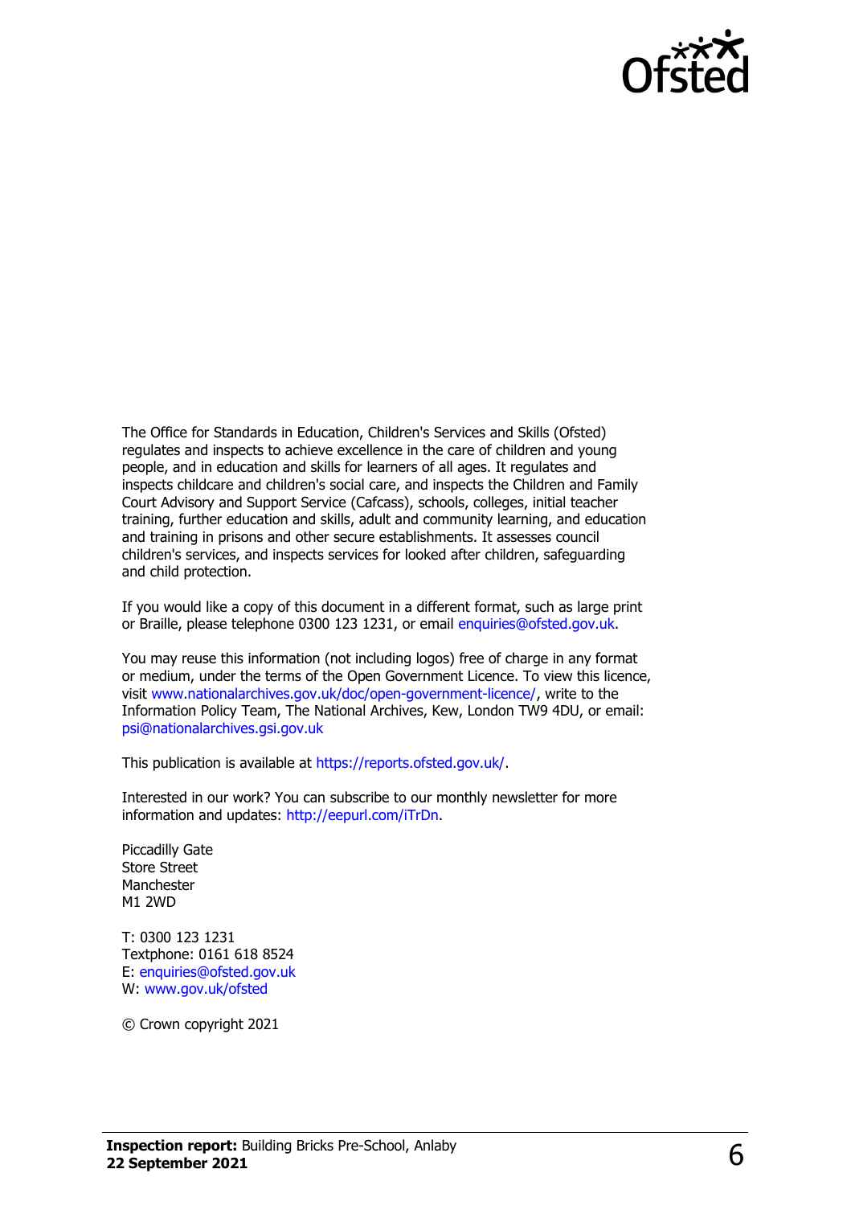The Office for Standards in Education, Children's Services and Skills (Ofsted) regulates and inspects to achieve excellence in the care of children and young people, and in education and skills for learners of all ages. It regulates and inspects childcare and children's social care, and inspects the Children and Family Court Advisory and Support Service (Cafcass), schools, colleges, initial teacher training, further education and skills, adult and community learning, and education and training in prisons and other secure establishments. It assesses council children's services, and inspects services for looked after children, safeguarding and child protection.

If you would like a copy of this document in a different format, such as large print or Braille, please telephone 0300 123 1231, or email enquiries@ofsted.gov.uk.

You may reuse this information (not including logos) free of charge in any format or medium, under the terms of the Open Government Licence. To view this licence, visit www.nationalarchives.gov.uk/doc/open-government-licence/, write to the Information Policy Team, The National Archives, Kew, London TW9 4DU, or email: psi@nationalarchives.gsi.gov.uk

This publication is available at https://reports.ofsted.gov.uk/.

Interested in our work? You can subscribe to our monthly newsletter for more information and updates: http://eepurl.com/iTrDn.

Piccadilly Gate
Store Street
Manchester
M1 2WD

T: 0300 123 1231
Textphone: 0161 618 8524
E: enquiries@ofsted.gov.uk
W: www.gov.uk/ofsted

© Crown copyright 2021